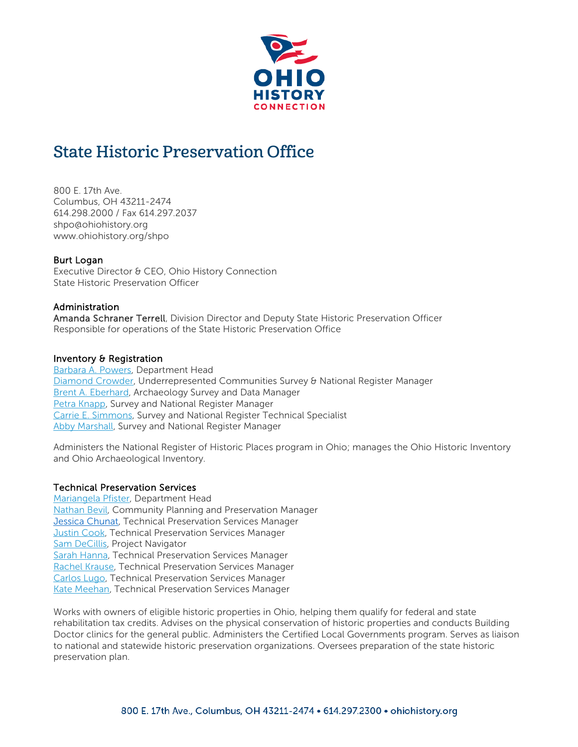# State Historic Preservation Office

800 E. 17th Ave.
Columbus, OH 43211-2474
614.298.2000 / Fax 614.297.2037
shpo@ohiohistory.org
www.ohiohistory.org/shpo

**Burt Logan**
Executive Director & CEO, Ohio History Connection
State Historic Preservation Officer

## Administration

**Amanda Schraner Terrell**, Division Director and Deputy State Historic Preservation Officer
Responsible for operations of the State Historic Preservation Office

## Inventory & Registration

Barbara A. Powers, Department Head
Diamond Crowder, Underrepresented Communities Survey & National Register Manager
Brent A. Eberhard, Archaeology Survey and Data Manager
Petra Knapp, Survey and National Register Manager
Carrie E. Simmons, Survey and National Register Technical Specialist
Abby Marshall, Survey and National Register Manager

Administers the National Register of Historic Places program in Ohio; manages the Ohio Historic Inventory and Ohio Archaeological Inventory.

## Technical Preservation Services

Mariangela Pfister, Department Head
Nathan Bevil, Community Planning and Preservation Manager
Jessica Chunat, Technical Preservation Services Manager
Justin Cook, Technical Preservation Services Manager
Sam DeCillis, Project Navigator
Sarah Hanna, Technical Preservation Services Manager
Rachel Krause, Technical Preservation Services Manager
Carlos Lugo, Technical Preservation Services Manager
Kate Meehan, Technical Preservation Services Manager

Works with owners of eligible historic properties in Ohio, helping them qualify for federal and state rehabilitation tax credits. Advises on the physical conservation of historic properties and conducts Building Doctor clinics for the general public. Administers the Certified Local Governments program. Serves as liaison to national and statewide historic preservation organizations. Oversees preparation of the state historic preservation plan.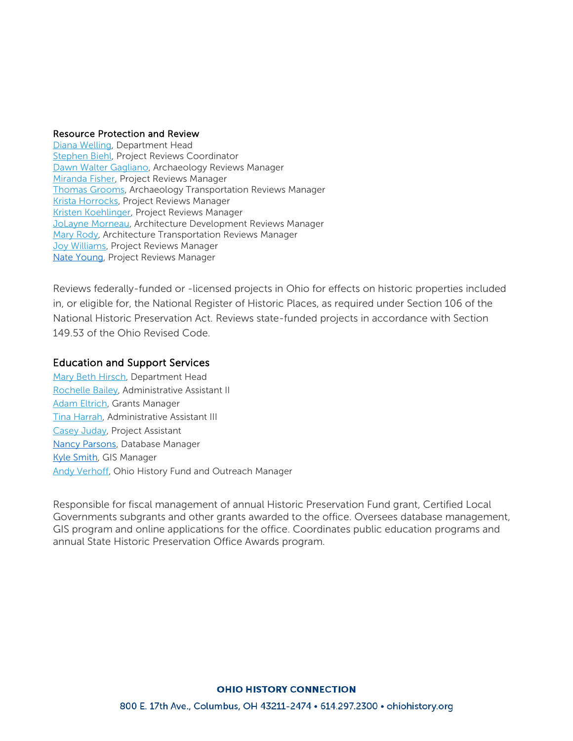### Resource Protection and Review

Diana Welling, Department Head
Stephen Biehl, Project Reviews Coordinator
Dawn Walter Gagliano, Archaeology Reviews Manager
Miranda Fisher, Project Reviews Manager
Thomas Grooms, Archaeology Transportation Reviews Manager
Krista Horrocks, Project Reviews Manager
Kristen Koehlinger, Project Reviews Manager
JoLayne Morneau, Architecture Development Reviews Manager
Mary Rody, Architecture Transportation Reviews Manager
Joy Williams, Project Reviews Manager
Nate Young, Project Reviews Manager

Reviews federally-funded or -licensed projects in Ohio for effects on historic properties included in, or eligible for, the National Register of Historic Places, as required under Section 106 of the National Historic Preservation Act. Reviews state-funded projects in accordance with Section 149.53 of the Ohio Revised Code.

### Education and Support Services

Mary Beth Hirsch, Department Head
Rochelle Bailey, Administrative Assistant II
Adam Eltrich, Grants Manager
Tina Harrah, Administrative Assistant III
Casey Juday, Project Assistant
Nancy Parsons, Database Manager
Kyle Smith, GIS Manager
Andy Verhoff, Ohio History Fund and Outreach Manager

Responsible for fiscal management of annual Historic Preservation Fund grant, Certified Local Governments subgrants and other grants awarded to the office. Oversees database management, GIS program and online applications for the office. Coordinates public education programs and annual State Historic Preservation Office Awards program.